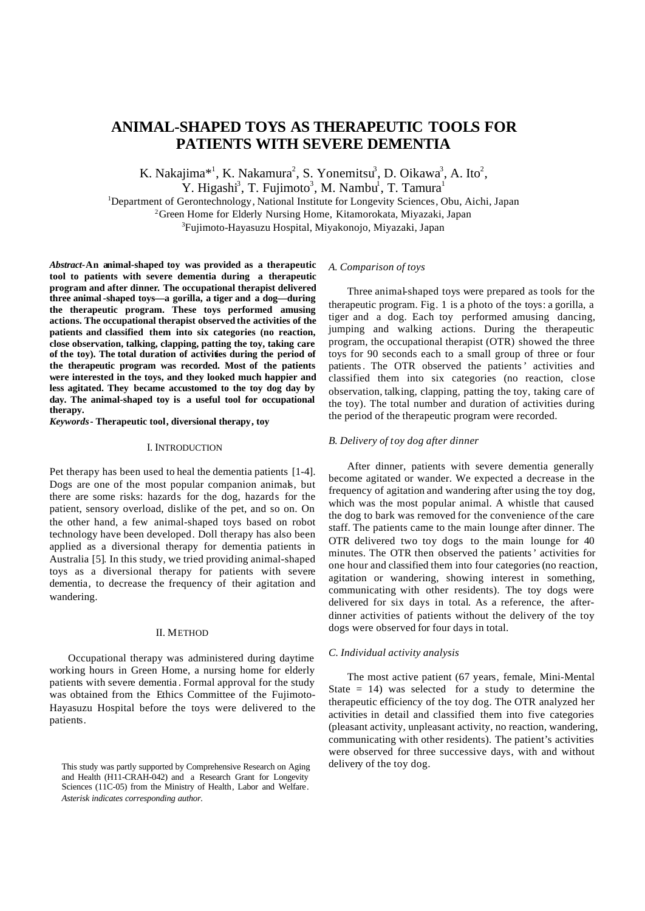# ANIMAL-SHAPED TOYS AS THERAPEUTIC TOOLS FOR PATIENTS WITH SEVERE DEMENTIA

K. Nakajima*[1], K. Nakamura[2], S. Yonemitsu[3], D. Oikawa[3], A. Ito[2], Y. Higashi[3], T. Fujimoto[3], M. Nambu[1], T. Tamura[1]

[1]Department of Gerontechnology, National Institute for Longevity Sciences, Obu, Aichi, Japan
[2]Green Home for Elderly Nursing Home, Kitamorokata, Miyazaki, Japan
[3]Fujimoto-Hayasuzu Hospital, Miyakonojo, Miyazaki, Japan

***Abstract*-An animal-shaped toy was provided as a therapeutic tool to patients with severe dementia during a therapeutic program and after dinner. The occupational therapist delivered three animal-shaped toys—a gorilla, a tiger and a dog—during the therapeutic program. These toys performed amusing actions. The occupational therapist observed the activities of the patients and classified them into six categories (no reaction, close observation, talking, clapping, patting the toy, taking care of the toy). The total duration of activities during the period of the therapeutic program was recorded. Most of the patients were interested in the toys, and they looked much happier and less agitated. They became accustomed to the toy dog day by day. The animal-shaped toy is a useful tool for occupational therapy.**

***Keywords*- Therapeutic tool, diversional therapy, toy**

## I. INTRODUCTION

Pet therapy has been used to heal the dementia patients [1-4]. Dogs are one of the most popular companion animals, but there are some risks: hazards for the dog, hazards for the patient, sensory overload, dislike of the pet, and so on. On the other hand, a few animal-shaped toys based on robot technology have been developed. Doll therapy has also been applied as a diversional therapy for dementia patients in Australia [5]. In this study, we tried providing animal-shaped toys as a diversional therapy for patients with severe dementia, to decrease the frequency of their agitation and wandering.

## II. METHOD

Occupational therapy was administered during daytime working hours in Green Home, a nursing home for elderly patients with severe dementia. Formal approval for the study was obtained from the Ethics Committee of the Fujimoto-Hayasuzu Hospital before the toys were delivered to the patients.

### *A. Comparison of toys*

Three animal-shaped toys were prepared as tools for the therapeutic program. Fig. 1 is a photo of the toys: a gorilla, a tiger and a dog. Each toy performed amusing dancing, jumping and walking actions. During the therapeutic program, the occupational therapist (OTR) showed the three toys for 90 seconds each to a small group of three or four patients. The OTR observed the patients' activities and classified them into six categories (no reaction, close observation, talking, clapping, patting the toy, taking care of the toy). The total number and duration of activities during the period of the therapeutic program were recorded.

### *B. Delivery of toy dog after dinner*

After dinner, patients with severe dementia generally become agitated or wander. We expected a decrease in the frequency of agitation and wandering after using the toy dog, which was the most popular animal. A whistle that caused the dog to bark was removed for the convenience of the care staff. The patients came to the main lounge after dinner. The OTR delivered two toy dogs to the main lounge for 40 minutes. The OTR then observed the patients' activities for one hour and classified them into four categories (no reaction, agitation or wandering, showing interest in something, communicating with other residents). The toy dogs were delivered for six days in total. As a reference, the after-dinner activities of patients without the delivery of the toy dogs were observed for four days in total.

### *C. Individual activity analysis*

The most active patient (67 years, female, Mini-Mental State = 14) was selected for a study to determine the therapeutic efficiency of the toy dog. The OTR analyzed her activities in detail and classified them into five categories (pleasant activity, unpleasant activity, no reaction, wandering, communicating with other residents). The patient's activities were observed for three successive days, with and without delivery of the toy dog.

This study was partly supported by Comprehensive Research on Aging and Health (H11-CRAH-042) and a Research Grant for Longevity Sciences (11C-05) from the Ministry of Health, Labor and Welfare.
*Asterisk indicates corresponding author.*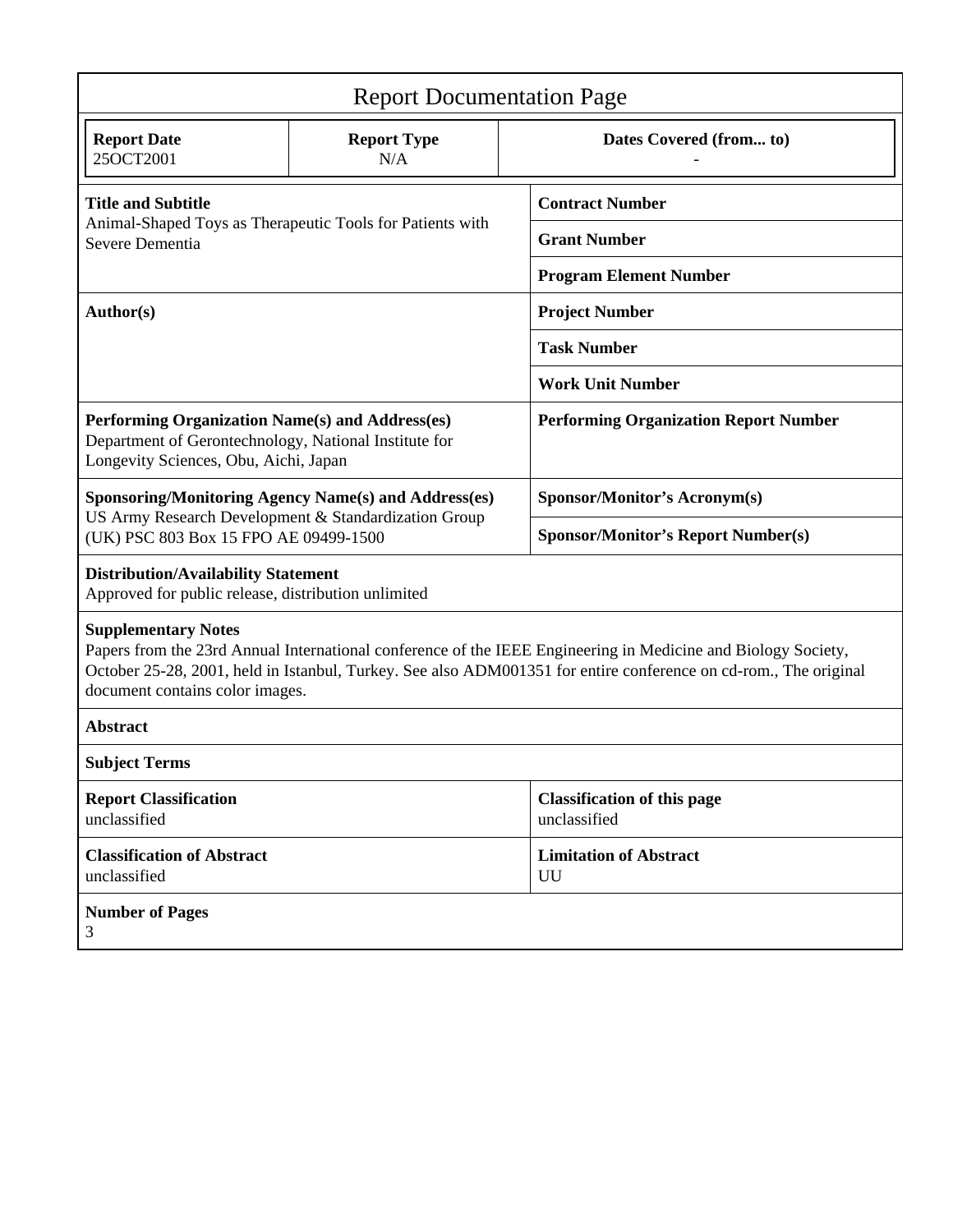# Report Documentation Page

| **Report Date** | **Report Type** | **Dates Covered (from... to)** |
|---|---|---|
| 25OCT2001 | N/A | - |

| | |
|---|---|
| **Title and Subtitle**<br>Animal-Shaped Toys as Therapeutic Tools for Patients with Severe Dementia | **Contract Number** |
| | **Grant Number** |
| | **Program Element Number** |
| **Author(s)** | **Project Number** |
| | **Task Number** |
| | **Work Unit Number** |
| **Performing Organization Name(s) and Address(es)**<br>Department of Gerontechnology, National Institute for Longevity Sciences, Obu, Aichi, Japan | **Performing Organization Report Number** |
| **Sponsoring/Monitoring Agency Name(s) and Address(es)**<br>US Army Research Development & Standardization Group (UK) PSC 803 Box 15 FPO AE 09499-1500 | **Sponsor/Monitor's Acronym(s)** |
| | **Sponsor/Monitor's Report Number(s)** |

**Distribution/Availability Statement**
Approved for public release, distribution unlimited

**Supplementary Notes**
Papers from the 23rd Annual International conference of the IEEE Engineering in Medicine and Biology Society, October 25-28, 2001, held in Istanbul, Turkey. See also ADM001351 for entire conference on cd-rom., The original document contains color images.

**Abstract**

**Subject Terms**

| | |
|---|---|
| **Report Classification**<br>unclassified | **Classification of this page**<br>unclassified |
| **Classification of Abstract**<br>unclassified | **Limitation of Abstract**<br>UU |

**Number of Pages**
3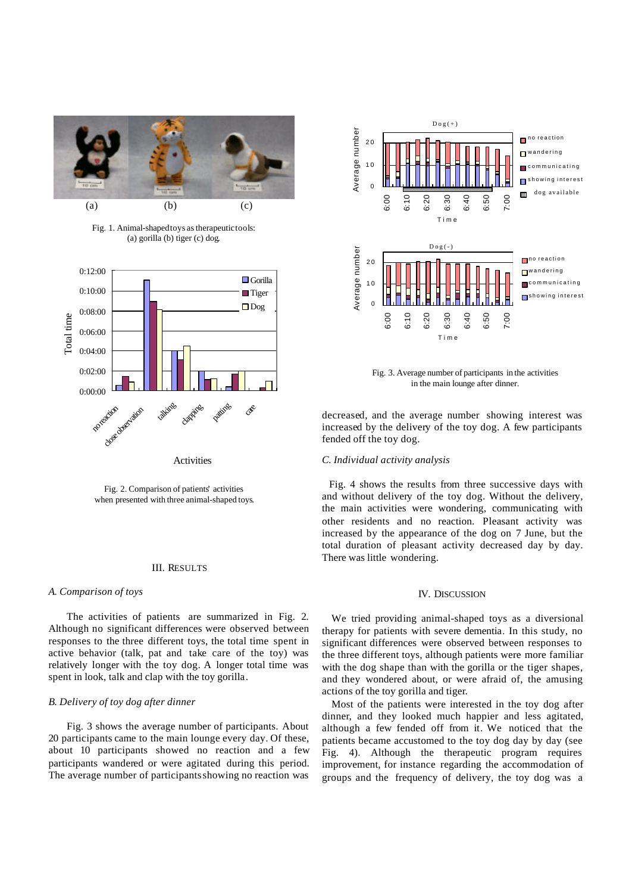Fig. 1. Animal-shaped toys as therapeutic tools: (a) gorilla (b) tiger (c) dog.

Fig. 2. Comparison of patients' activities when presented with three animal-shaped toys.

## III. RESULTS

### *A. Comparison of toys*

The activities of patients are summarized in Fig. 2. Although no significant differences were observed between responses to the three different toys, the total time spent in active behavior (talk, pat and take care of the toy) was relatively longer with the toy dog. A longer total time was spent in look, talk and clap with the toy gorilla.

### *B. Delivery of toy dog after dinner*

Fig. 3 shows the average number of participants. About 20 participants came to the main lounge every day. Of these, about 10 participants showed no reaction and a few participants wandered or were agitated during this period. The average number of participants showing no reaction was decreased, and the average number showing interest was increased by the delivery of the toy dog. A few participants fended off the toy dog.

Fig. 3. Average number of participants in the activities in the main lounge after dinner.

### *C. Individual activity analysis*

Fig. 4 shows the results from three successive days with and without delivery of the toy dog. Without the delivery, the main activities were wondering, communicating with other residents and no reaction. Pleasant activity was increased by the appearance of the dog on 7 June, but the total duration of pleasant activity decreased day by day. There was little wondering.

## IV. DISCUSSION

We tried providing animal-shaped toys as a diversional therapy for patients with severe dementia. In this study, no significant differences were observed between responses to the three different toys, although patients were more familiar with the dog shape than with the gorilla or the tiger shapes, and they wondered about, or were afraid of, the amusing actions of the toy gorilla and tiger.

Most of the patients were interested in the toy dog after dinner, and they looked much happier and less agitated, although a few fended off from it. We noticed that the patients became accustomed to the toy dog day by day (see Fig. 4). Although the therapeutic program requires improvement, for instance regarding the accommodation of groups and the frequency of delivery, the toy dog was a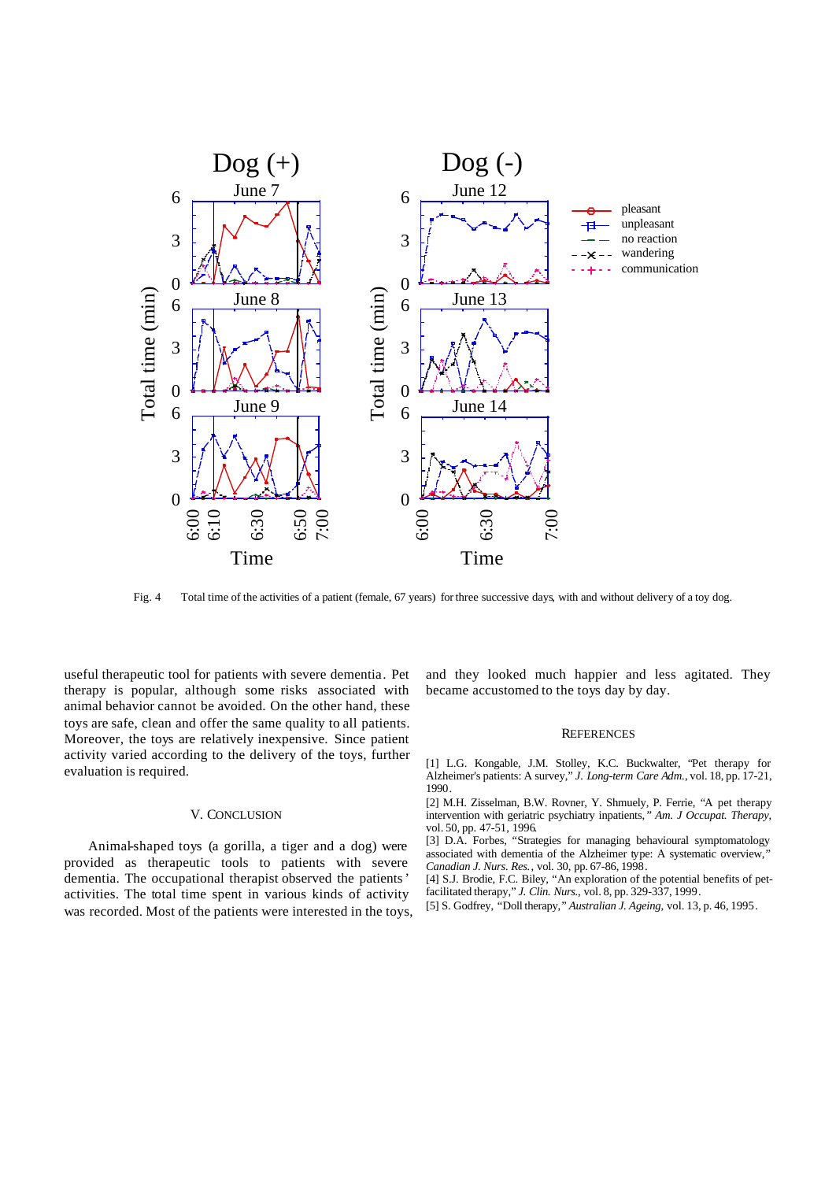Dog (+)

June 7

June 8

June 9

Dog (-)

June 12

June 13

June 14

Total time (min)

6
3
0

Time

6:00
6:10
6:30
6:50
7:00

6:00
6:30
7:00

pleasant
unpleasant
no reaction
wandering
communication

Fig. 4 Total time of the activities of a patient (female, 67 years) for three successive days, with and without delivery of a toy dog.

useful therapeutic tool for patients with severe dementia. Pet therapy is popular, although some risks associated with animal behavior cannot be avoided. On the other hand, these toys are safe, clean and offer the same quality to all patients. Moreover, the toys are relatively inexpensive. Since patient activity varied according to the delivery of the toys, further evaluation is required.

## V. Conclusion

Animal-shaped toys (a gorilla, a tiger and a dog) were provided as therapeutic tools to patients with severe dementia. The occupational therapist observed the patients' activities. The total time spent in various kinds of activity was recorded. Most of the patients were interested in the toys, and they looked much happier and less agitated. They became accustomed to the toys day by day.

## References

[1] L.G. Kongable, J.M. Stolley, K.C. Buckwalter, "Pet therapy for Alzheimer's patients: A survey," *J. Long-term Care Adm.*, vol. 18, pp. 17-21, 1990.

[2] M.H. Zisselman, B.W. Rovner, Y. Shmuely, P. Ferrie, "A pet therapy intervention with geriatric psychiatry inpatients," *Am. J Occupat. Therapy*, vol. 50, pp. 47-51, 1996.

[3] D.A. Forbes, "Strategies for managing behavioural symptomatology associated with dementia of the Alzheimer type: A systematic overview," *Canadian J. Nurs. Res.*, vol. 30, pp. 67-86, 1998.

[4] S.J. Brodie, F.C. Biley, "An exploration of the potential benefits of pet-facilitated therapy," *J. Clin. Nurs.*, vol. 8, pp. 329-337, 1999.

[5] S. Godfrey, "Doll therapy," *Australian J. Ageing*, vol. 13, p. 46, 1995.